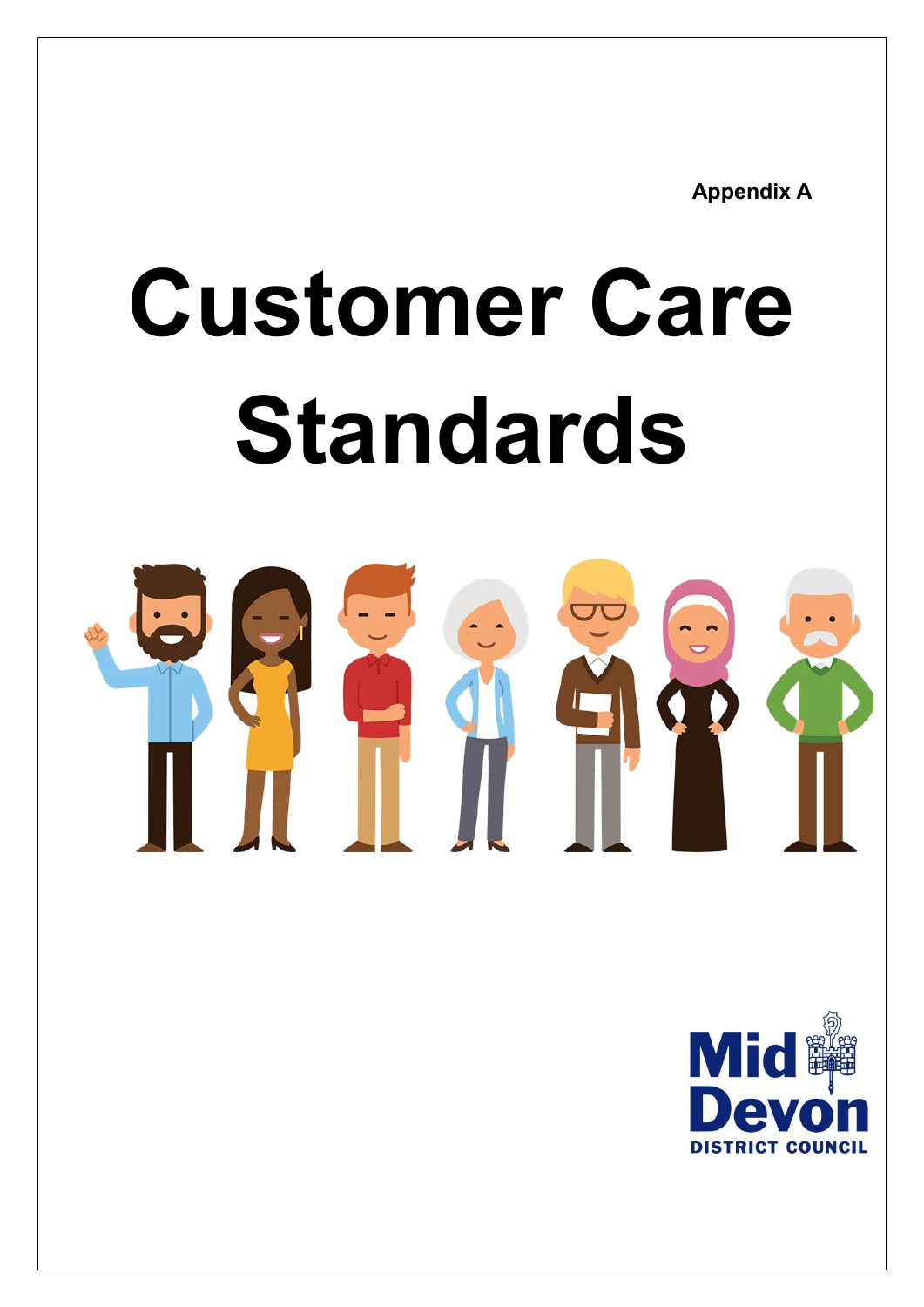Appendix A

# Customer Care Standards

Mid Devon
DISTRICT COUNCIL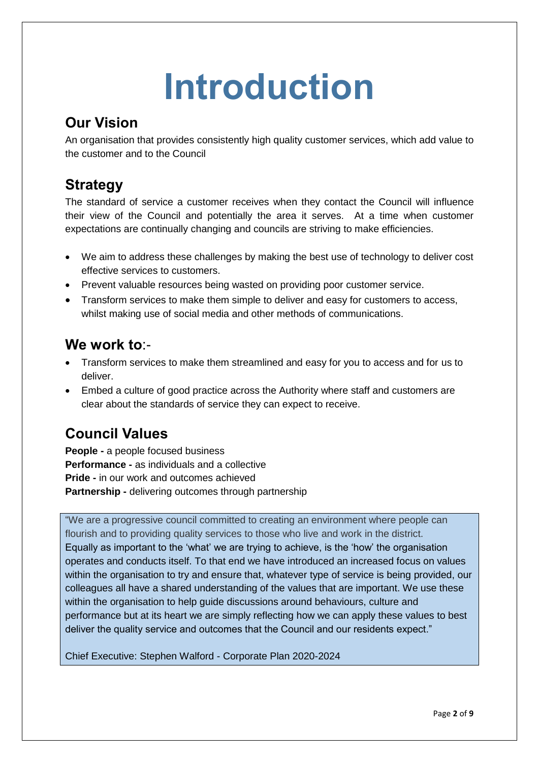# Introduction

## Our Vision

An organisation that provides consistently high quality customer services, which add value to the customer and to the Council

## Strategy

The standard of service a customer receives when they contact the Council will influence their view of the Council and potentially the area it serves. At a time when customer expectations are continually changing and councils are striving to make efficiencies.

- We aim to address these challenges by making the best use of technology to deliver cost effective services to customers.
- Prevent valuable resources being wasted on providing poor customer service.
- Transform services to make them simple to deliver and easy for customers to access, whilst making use of social media and other methods of communications.

## We work to:-

- Transform services to make them streamlined and easy for you to access and for us to deliver.
- Embed a culture of good practice across the Authority where staff and customers are clear about the standards of service they can expect to receive.

## Council Values

**People -** a people focused business
**Performance -** as individuals and a collective
**Pride -** in our work and outcomes achieved
**Partnership -** delivering outcomes through partnership

> "We are a progressive council committed to creating an environment where people can flourish and to providing quality services to those who live and work in the district.
> Equally as important to the 'what' we are trying to achieve, is the 'how' the organisation operates and conducts itself. To that end we have introduced an increased focus on values within the organisation to try and ensure that, whatever type of service is being provided, our colleagues all have a shared understanding of the values that are important. We use these within the organisation to help guide discussions around behaviours, culture and performance but at its heart we are simply reflecting how we can apply these values to best deliver the quality service and outcomes that the Council and our residents expect."
>
> Chief Executive: Stephen Walford - Corporate Plan 2020-2024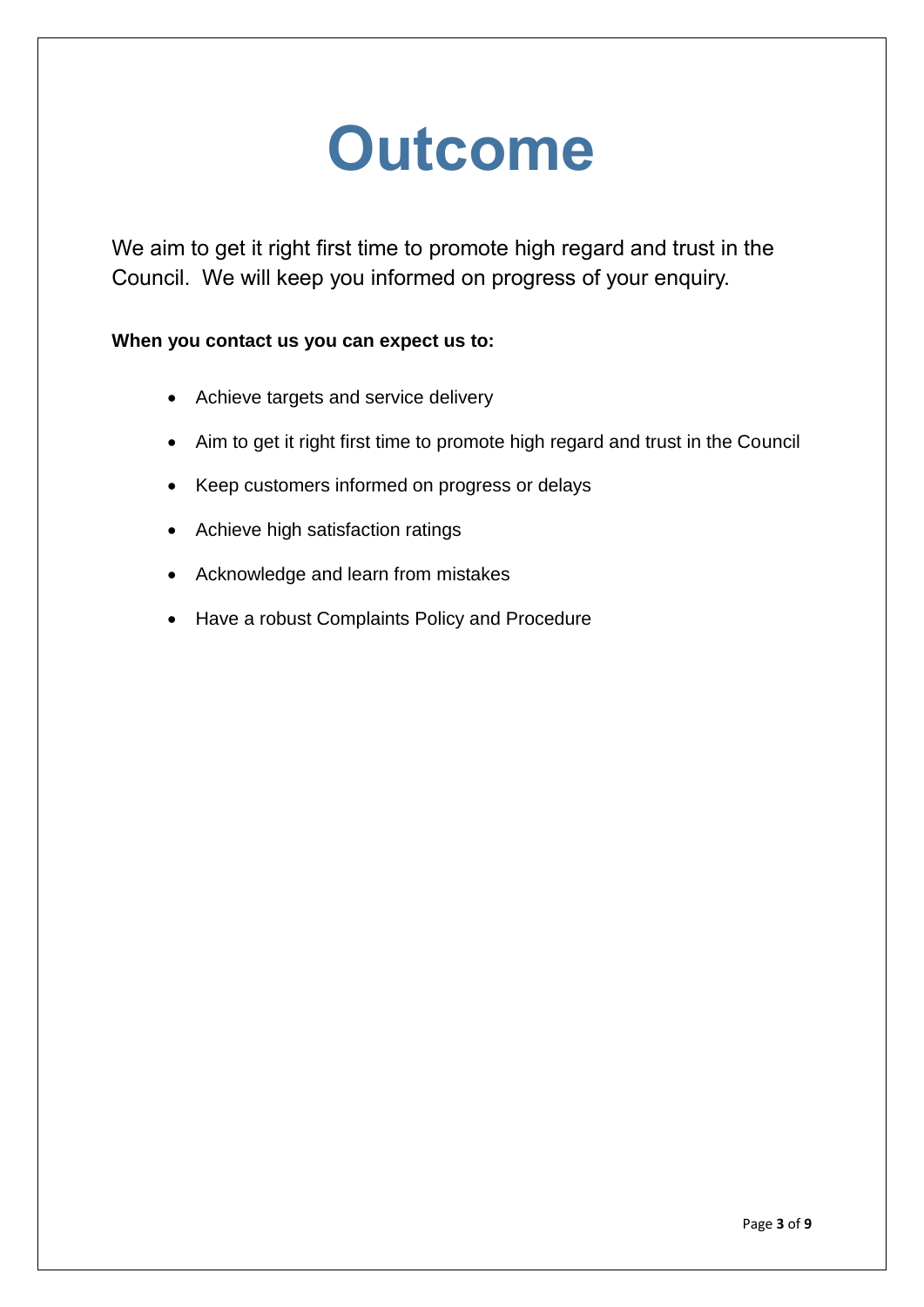# Outcome

We aim to get it right first time to promote high regard and trust in the Council. We will keep you informed on progress of your enquiry.

**When you contact us you can expect us to:**

- Achieve targets and service delivery
- Aim to get it right first time to promote high regard and trust in the Council
- Keep customers informed on progress or delays
- Achieve high satisfaction ratings
- Acknowledge and learn from mistakes
- Have a robust Complaints Policy and Procedure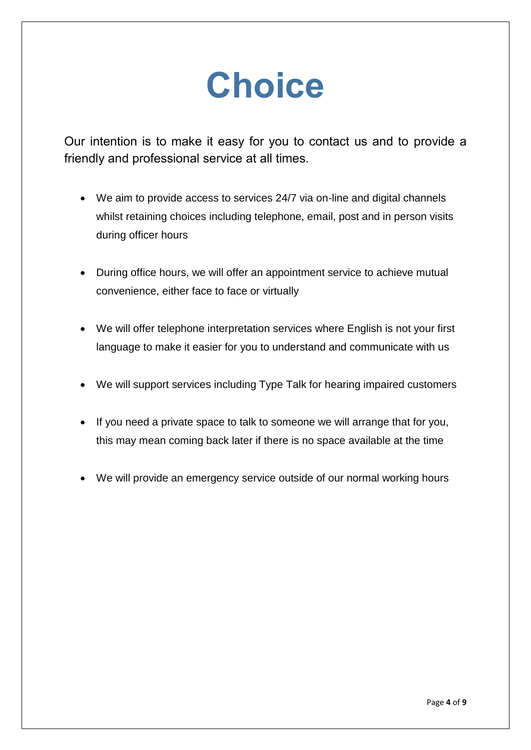# Choice

Our intention is to make it easy for you to contact us and to provide a friendly and professional service at all times.

- We aim to provide access to services 24/7 via on-line and digital channels whilst retaining choices including telephone, email, post and in person visits during officer hours
- During office hours, we will offer an appointment service to achieve mutual convenience, either face to face or virtually
- We will offer telephone interpretation services where English is not your first language to make it easier for you to understand and communicate with us
- We will support services including Type Talk for hearing impaired customers
- If you need a private space to talk to someone we will arrange that for you, this may mean coming back later if there is no space available at the time
- We will provide an emergency service outside of our normal working hours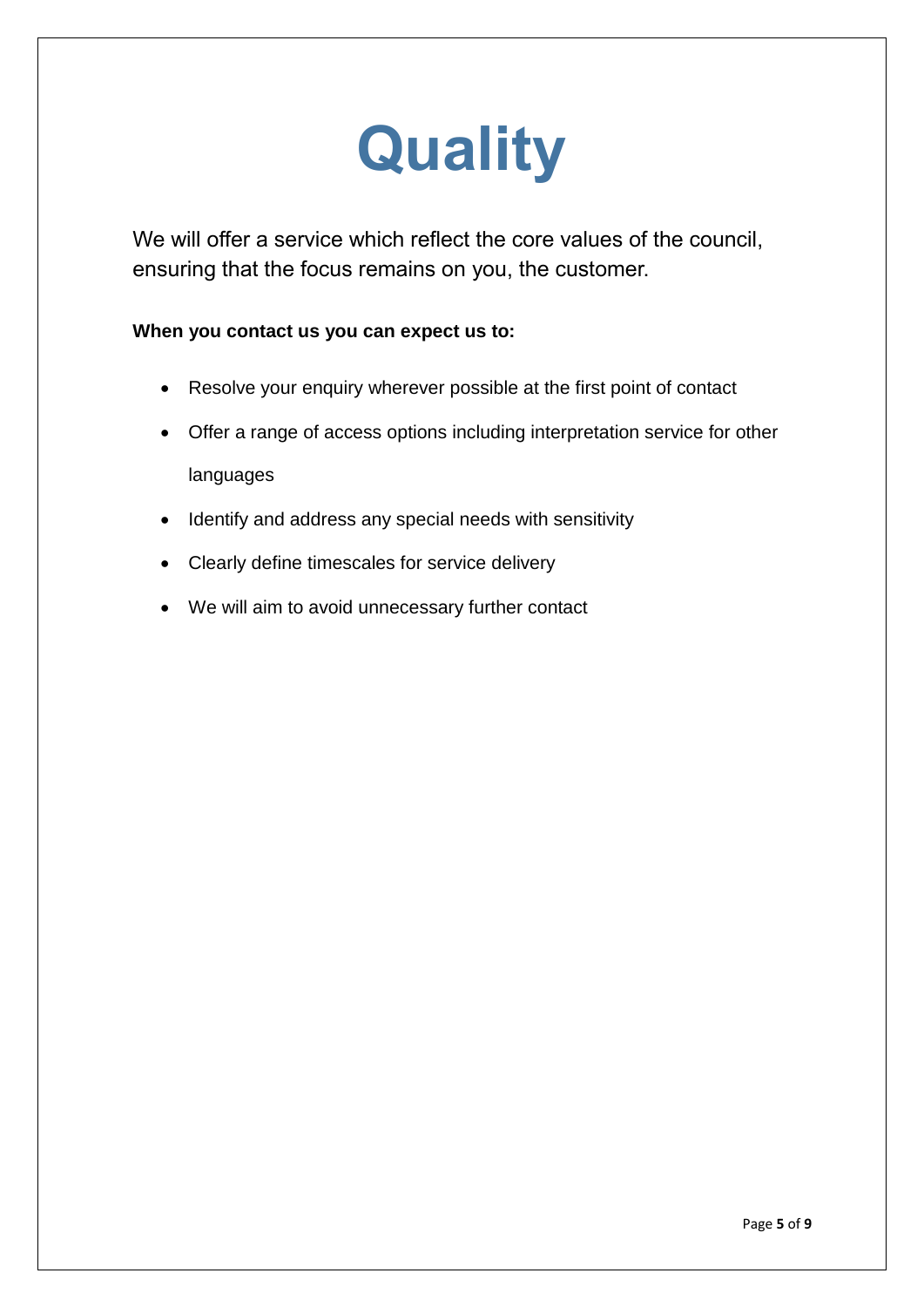# Quality

We will offer a service which reflect the core values of the council, ensuring that the focus remains on you, the customer.

**When you contact us you can expect us to:**

- Resolve your enquiry wherever possible at the first point of contact
- Offer a range of access options including interpretation service for other languages
- Identify and address any special needs with sensitivity
- Clearly define timescales for service delivery
- We will aim to avoid unnecessary further contact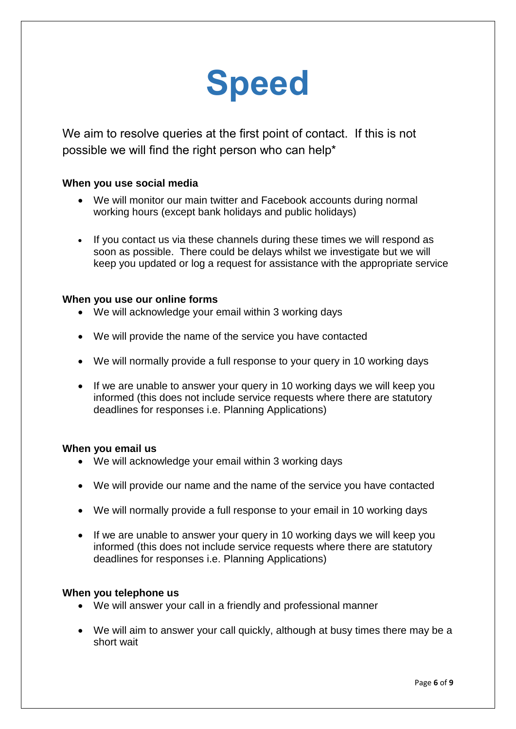# Speed

We aim to resolve queries at the first point of contact. If this is not possible we will find the right person who can help*

**When you use social media**

- We will monitor our main twitter and Facebook accounts during normal working hours (except bank holidays and public holidays)
- If you contact us via these channels during these times we will respond as soon as possible. There could be delays whilst we investigate but we will keep you updated or log a request for assistance with the appropriate service

**When you use our online forms**

- We will acknowledge your email within 3 working days
- We will provide the name of the service you have contacted
- We will normally provide a full response to your query in 10 working days
- If we are unable to answer your query in 10 working days we will keep you informed (this does not include service requests where there are statutory deadlines for responses i.e. Planning Applications)

**When you email us**

- We will acknowledge your email within 3 working days
- We will provide our name and the name of the service you have contacted
- We will normally provide a full response to your email in 10 working days
- If we are unable to answer your query in 10 working days we will keep you informed (this does not include service requests where there are statutory deadlines for responses i.e. Planning Applications)

**When you telephone us**

- We will answer your call in a friendly and professional manner
- We will aim to answer your call quickly, although at busy times there may be a short wait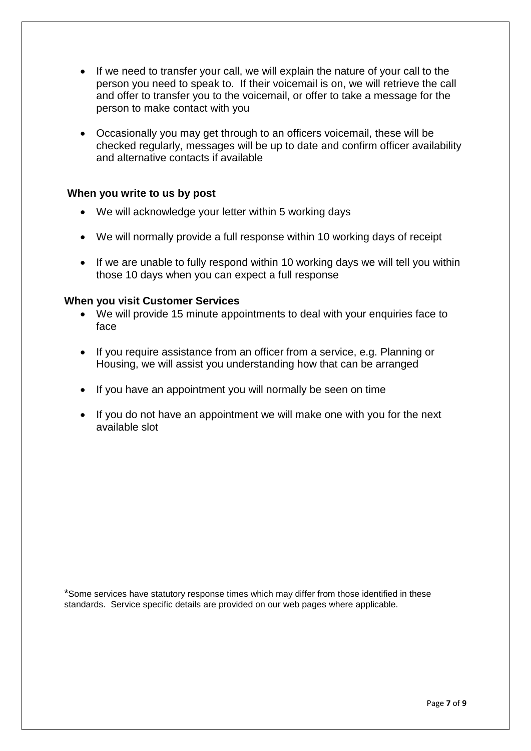- If we need to transfer your call, we will explain the nature of your call to the person you need to speak to. If their voicemail is on, we will retrieve the call and offer to transfer you to the voicemail, or offer to take a message for the person to make contact with you

- Occasionally you may get through to an officers voicemail, these will be checked regularly, messages will be up to date and confirm officer availability and alternative contacts if available

**When you write to us by post**

- We will acknowledge your letter within 5 working days

- We will normally provide a full response within 10 working days of receipt

- If we are unable to fully respond within 10 working days we will tell you within those 10 days when you can expect a full response

**When you visit Customer Services**

- We will provide 15 minute appointments to deal with your enquiries face to face

- If you require assistance from an officer from a service, e.g. Planning or Housing, we will assist you understanding how that can be arranged

- If you have an appointment you will normally be seen on time

- If you do not have an appointment we will make one with you for the next available slot

*Some services have statutory response times which may differ from those identified in these standards. Service specific details are provided on our web pages where applicable.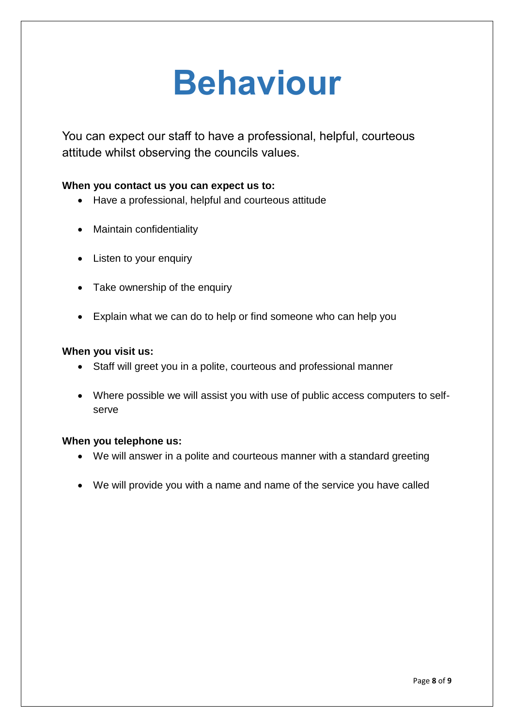# Behaviour

You can expect our staff to have a professional, helpful, courteous attitude whilst observing the councils values.

**When you contact us you can expect us to:**

- Have a professional, helpful and courteous attitude
- Maintain confidentiality
- Listen to your enquiry
- Take ownership of the enquiry
- Explain what we can do to help or find someone who can help you

**When you visit us:**

- Staff will greet you in a polite, courteous and professional manner
- Where possible we will assist you with use of public access computers to self-serve

**When you telephone us:**

- We will answer in a polite and courteous manner with a standard greeting
- We will provide you with a name and name of the service you have called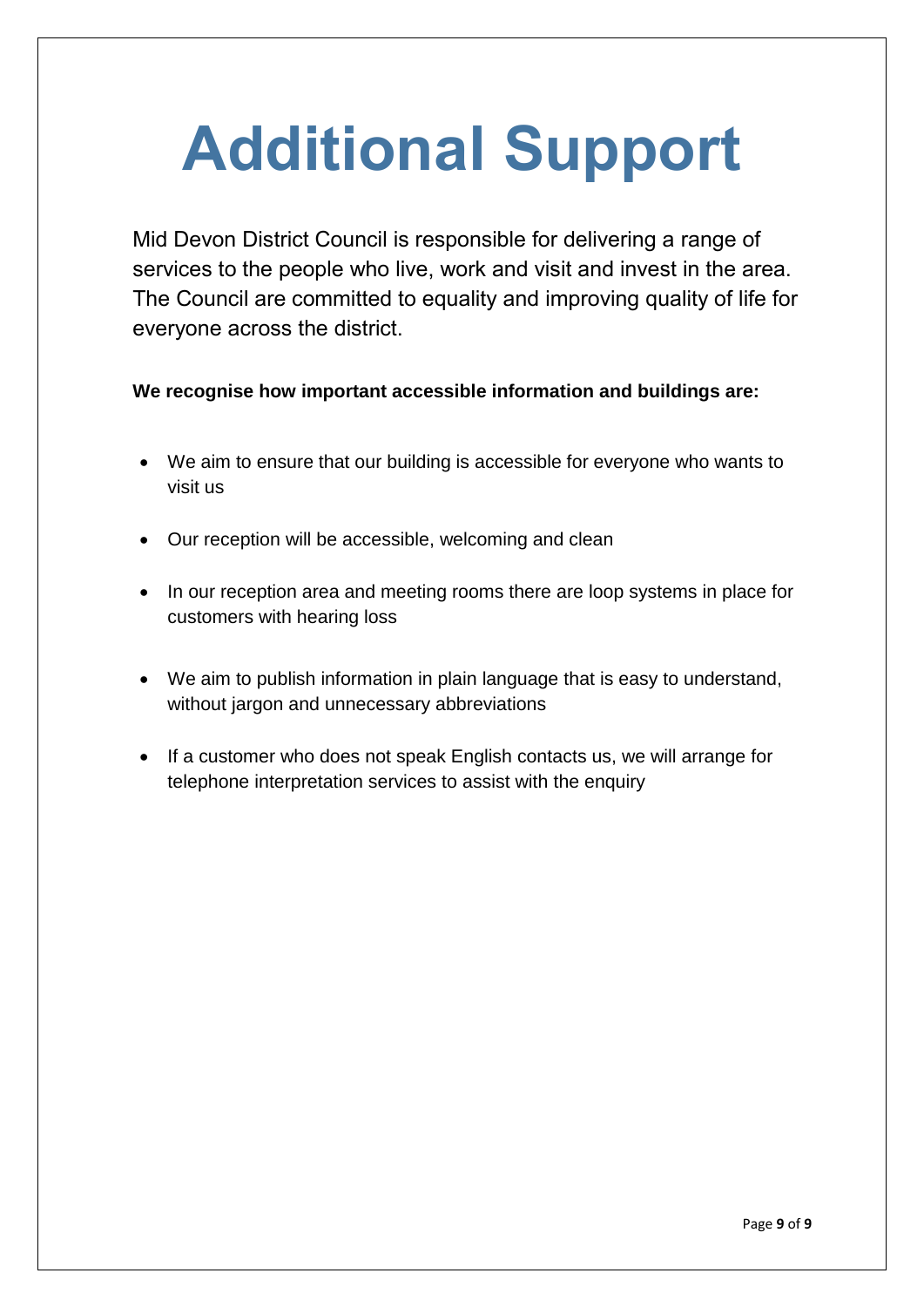# Additional Support

Mid Devon District Council is responsible for delivering a range of services to the people who live, work and visit and invest in the area. The Council are committed to equality and improving quality of life for everyone across the district.

**We recognise how important accessible information and buildings are:**

- We aim to ensure that our building is accessible for everyone who wants to visit us
- Our reception will be accessible, welcoming and clean
- In our reception area and meeting rooms there are loop systems in place for customers with hearing loss
- We aim to publish information in plain language that is easy to understand, without jargon and unnecessary abbreviations
- If a customer who does not speak English contacts us, we will arrange for telephone interpretation services to assist with the enquiry